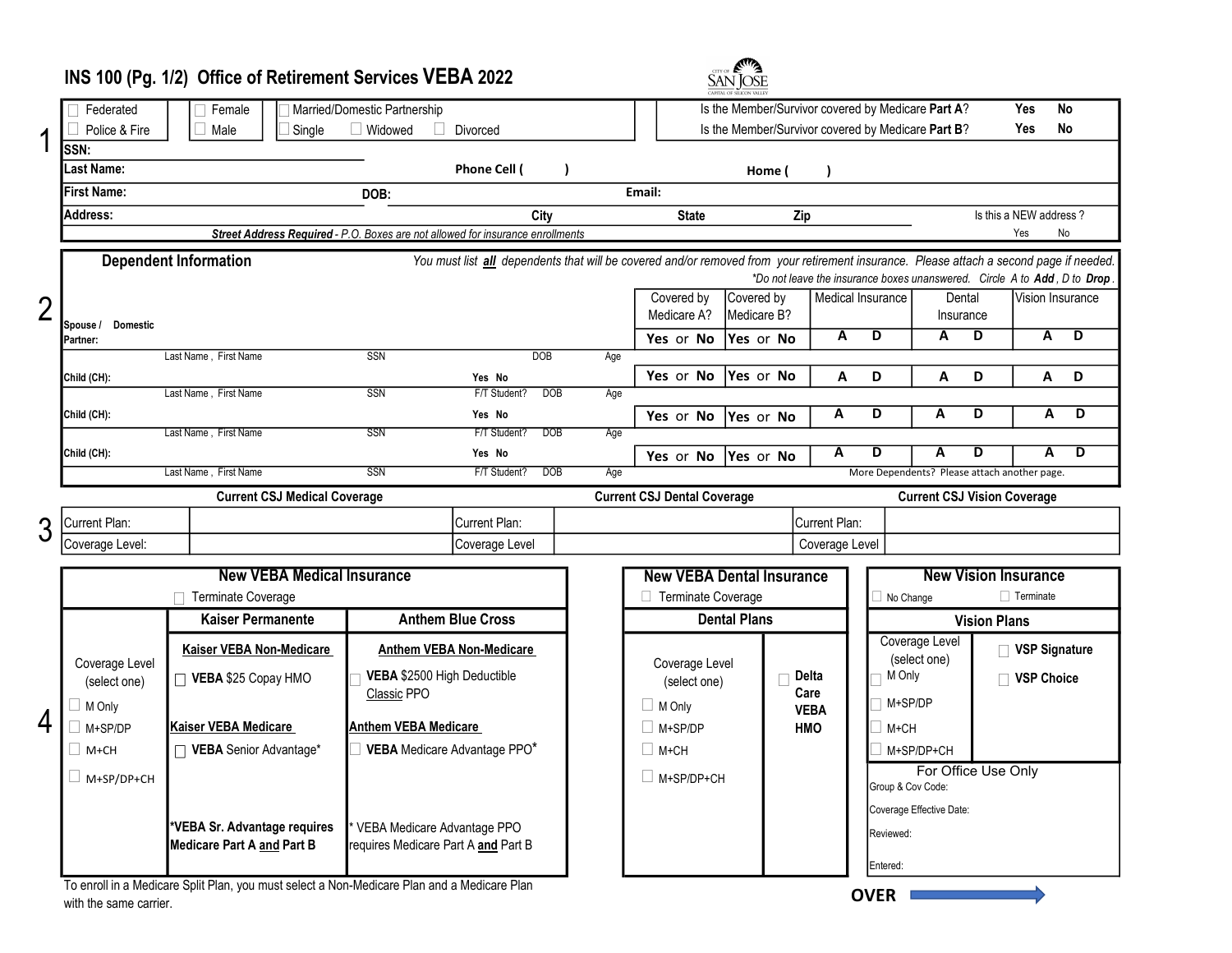# INS 100 (Pg. 1/2) Office of Retirement Services VEBA 2022

CITY OF SAN JOSE — CAPITAL OF SILICON VALLEY

## 1

| | | | |
|---|---|---|---|
| ☐ Federated | ☐ Female | ☐ Married/Domestic Partnership | Is the Member/Survivor covered by Medicare **Part A**? **Yes** **No** |
| ☐ Police & Fire | ☐ Male | ☐ Single ☐ Widowed ☐ Divorced | Is the Member/Survivor covered by Medicare **Part B**? **Yes** **No** |

**SSN:**

**Last Name:** **Phone Cell (  )** **Home (  )**

**First Name:** **DOB:** **Email:**

**Address:** **City** **State** **Zip** Is this a NEW address? Yes No

***Street Address Required*** *- P.O. Boxes are not allowed for insurance enrollments*

## 2

### Dependent Information

*You must list* ***all*** *dependents that will be covered and/or removed from your retirement insurance. Please attach a second page if needed.*

**Do not leave the insurance boxes unanswered. Circle A to* ***Add****, D to* ***Drop****.*

| | Last Name, First Name | SSN | F/T Student? | DOB | Age | Covered by Medicare A? | Covered by Medicare B? | Medical Insurance | Dental Insurance | Vision Insurance |
|---|---|---|---|---|---|---|---|---|---|---|
| Spouse / Domestic Partner: | | | | | | **Yes** or **No** | **Yes** or **No** | **A D** | **A D** | **A D** |
| Child (CH): | | | Yes No | | | **Yes** or **No** | **Yes** or **No** | **A D** | **A D** | **A D** |
| Child (CH): | | | Yes No | | | **Yes** or **No** | **Yes** or **No** | **A D** | **A D** | **A D** |
| Child (CH): | | | Yes No | | | **Yes** or **No** | **Yes** or **No** | **A D** | **A D** | **A D** |

More Dependents? Please attach another page.

## 3

| **Current CSJ Medical Coverage** | | **Current CSJ Dental Coverage** | | **Current CSJ Vision Coverage** | |
|---|---|---|---|---|---|
| Current Plan: | | Current Plan: | | Current Plan: | |
| Coverage Level: | | Coverage Level | | Coverage Level | |

## 4

### New VEBA Medical Insurance

☐ Terminate Coverage

| Coverage Level (select one) | Kaiser Permanente | Anthem Blue Cross |
|---|---|---|
| ☐ M Only<br>☐ M+SP/DP<br>☐ M+CH<br>☐ M+SP/DP+CH | **Kaiser VEBA Non-Medicare**<br>☐ **VEBA** $25 Copay HMO<br><br>**Kaiser VEBA Medicare**<br>☐ **VEBA** Senior Advantage*<br><br>***VEBA Sr. Advantage requires Medicare Part A and Part B** | **Anthem VEBA Non-Medicare**<br>☐ **VEBA** $2500 High Deductible Classic PPO<br><br>**Anthem VEBA Medicare**<br>☐ **VEBA** Medicare Advantage PPO*<br><br>* VEBA Medicare Advantage PPO requires Medicare Part A and Part B |

To enroll in a Medicare Split Plan, you must select a Non-Medicare Plan and a Medicare Plan with the same carrier.

### New VEBA Dental Insurance

☐ Terminate Coverage

| Coverage Level (select one) | Dental Plans |
|---|---|
| ☐ M Only<br>☐ M+SP/DP<br>☐ M+CH<br>☐ M+SP/DP+CH | ☐ **Delta Care VEBA HMO** |

### New Vision Insurance

☐ No Change ☐ Terminate

| Coverage Level (select one) | Vision Plans |
|---|---|
| ☐ M Only<br>☐ M+SP/DP<br>☐ M+CH<br>☐ M+SP/DP+CH | ☐ **VSP Signature**<br>☐ **VSP Choice** |

**For Office Use Only**

Group & Cov Code:

Coverage Effective Date:

Reviewed:

Entered:

**OVER** →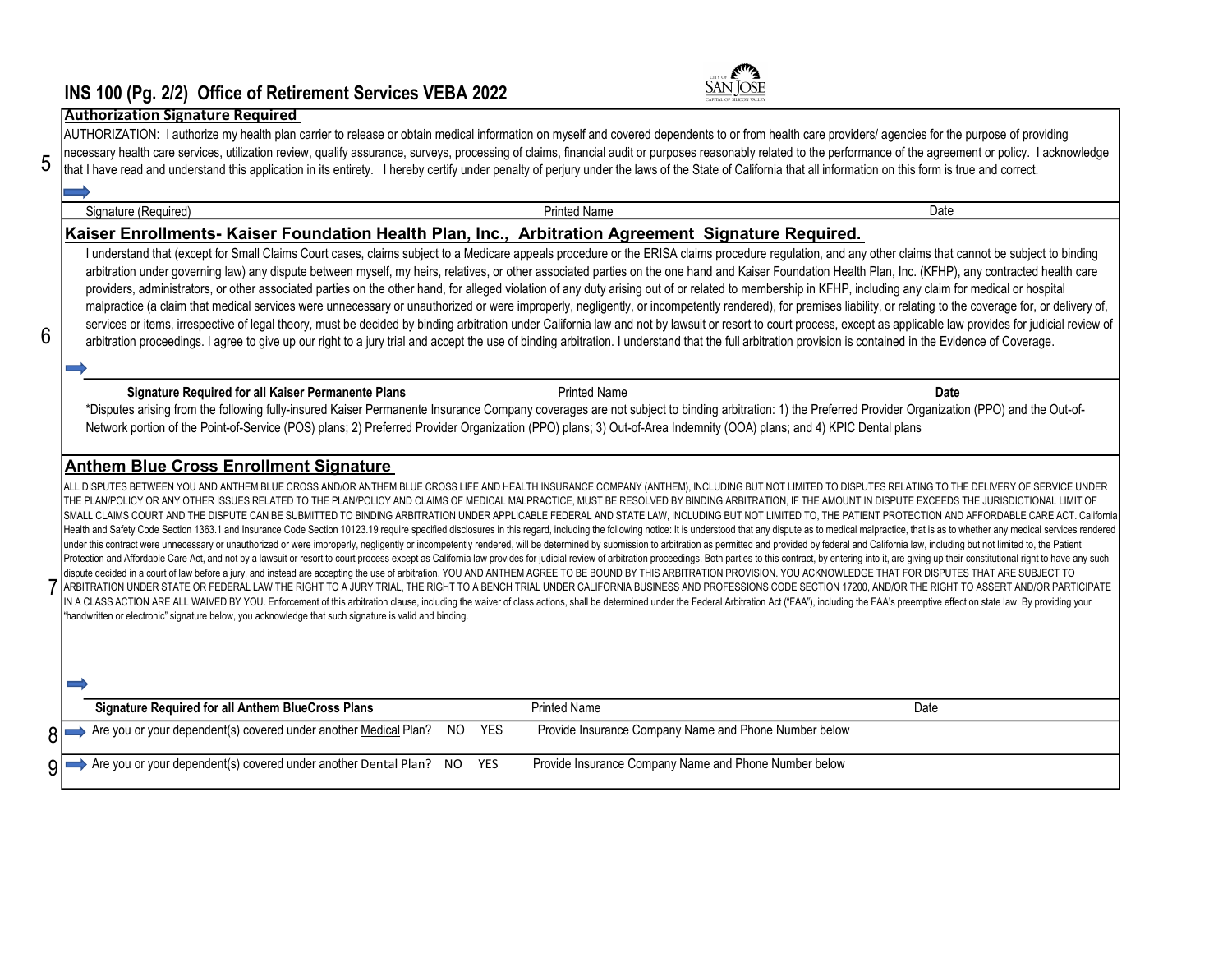# INS 100 (Pg. 2/2) Office of Retirement Services VEBA 2022

CITY OF SAN JOSE
CAPITAL OF SILICON VALLEY

**5**

## Authorization Signature Required

AUTHORIZATION: I authorize my health plan carrier to release or obtain medical information on myself and covered dependents to or from health care providers/ agencies for the purpose of providing necessary health care services, utilization review, qualify assurance, surveys, processing of claims, financial audit or purposes reasonably related to the performance of the agreement or policy. I acknowledge that I have read and understand this application in its entirety. I hereby certify under penalty of perjury under the laws of the State of California that all information on this form is true and correct.

| Signature (Required) | Printed Name | Date |
|---|---|---|
| | | |

**6**

## Kaiser Enrollments- Kaiser Foundation Health Plan, Inc., Arbitration Agreement Signature Required.

I understand that (except for Small Claims Court cases, claims subject to a Medicare appeals procedure or the ERISA claims procedure regulation, and any other claims that cannot be subject to binding arbitration under governing law) any dispute between myself, my heirs, relatives, or other associated parties on the one hand and Kaiser Foundation Health Plan, Inc. (KFHP), any contracted health care providers, administrators, or other associated parties on the other hand, for alleged violation of any duty arising out of or related to membership in KFHP, including any claim for medical or hospital malpractice (a claim that medical services were unnecessary or unauthorized or were improperly, negligently, or incompetently rendered), for premises liability, or relating to the coverage for, or delivery of, services or items, irrespective of legal theory, must be decided by binding arbitration under California law and not by lawsuit or resort to court process, except as applicable law provides for judicial review of arbitration proceedings. I agree to give up our right to a jury trial and accept the use of binding arbitration. I understand that the full arbitration provision is contained in the Evidence of Coverage.

| **Signature Required for all Kaiser Permanente Plans** | Printed Name | **Date** |
|---|---|---|
| | | |

*Disputes arising from the following fully-insured Kaiser Permanente Insurance Company coverages are not subject to binding arbitration: 1) the Preferred Provider Organization (PPO) and the Out-of-Network portion of the Point-of-Service (POS) plans; 2) Preferred Provider Organization (PPO) plans; 3) Out-of-Area Indemnity (OOA) plans; and 4) KPIC Dental plans

**7**

## Anthem Blue Cross Enrollment Signature

ALL DISPUTES BETWEEN YOU AND ANTHEM BLUE CROSS AND/OR ANTHEM BLUE CROSS LIFE AND HEALTH INSURANCE COMPANY (ANTHEM), INCLUDING BUT NOT LIMITED TO DISPUTES RELATING TO THE DELIVERY OF SERVICE UNDER THE PLAN/POLICY OR ANY OTHER ISSUES RELATED TO THE PLAN/POLICY AND CLAIMS OF MEDICAL MALPRACTICE, MUST BE RESOLVED BY BINDING ARBITRATION, IF THE AMOUNT IN DISPUTE EXCEEDS THE JURISDICTIONAL LIMIT OF SMALL CLAIMS COURT AND THE DISPUTE CAN BE SUBMITTED TO BINDING ARBITRATION UNDER APPLICABLE FEDERAL AND STATE LAW, INCLUDING BUT NOT LIMITED TO, THE PATIENT PROTECTION AND AFFORDABLE CARE ACT. California Health and Safety Code Section 1363.1 and Insurance Code Section 10123.19 require specified disclosures in this regard, including the following notice: It is understood that any dispute as to medical malpractice, that is as to whether any medical services rendered under this contract were unnecessary or unauthorized or were improperly, negligently or incompetently rendered, will be determined by submission to arbitration as permitted and provided by federal and California law, including but not limited to, the Patient Protection and Affordable Care Act, and not by a lawsuit or resort to court process except as California law provides for judicial review of arbitration proceedings. Both parties to this contract, by entering into it, are giving up their constitutional right to have any such dispute decided in a court of law before a jury, and instead are accepting the use of arbitration. YOU AND ANTHEM AGREE TO BE BOUND BY THIS ARBITRATION PROVISION. YOU ACKNOWLEDGE THAT FOR DISPUTES THAT ARE SUBJECT TO ARBITRATION UNDER STATE OR FEDERAL LAW THE RIGHT TO A JURY TRIAL, THE RIGHT TO A BENCH TRIAL UNDER CALIFORNIA BUSINESS AND PROFESSIONS CODE SECTION 17200, AND/OR THE RIGHT TO ASSERT AND/OR PARTICIPATE IN A CLASS ACTION ARE ALL WAIVED BY YOU. Enforcement of this arbitration clause, including the waiver of class actions, shall be determined under the Federal Arbitration Act ("FAA"), including the FAA's preemptive effect on state law. By providing your "handwritten or electronic" signature below, you acknowledge that such signature is valid and binding.

| **Signature Required for all Anthem BlueCross Plans** | Printed Name | Date |
|---|---|---|
| | | |

**8** Are you or your dependent(s) covered under another Medical Plan? NO YES Provide Insurance Company Name and Phone Number below

**9** Are you or your dependent(s) covered under another Dental Plan? NO YES Provide Insurance Company Name and Phone Number below